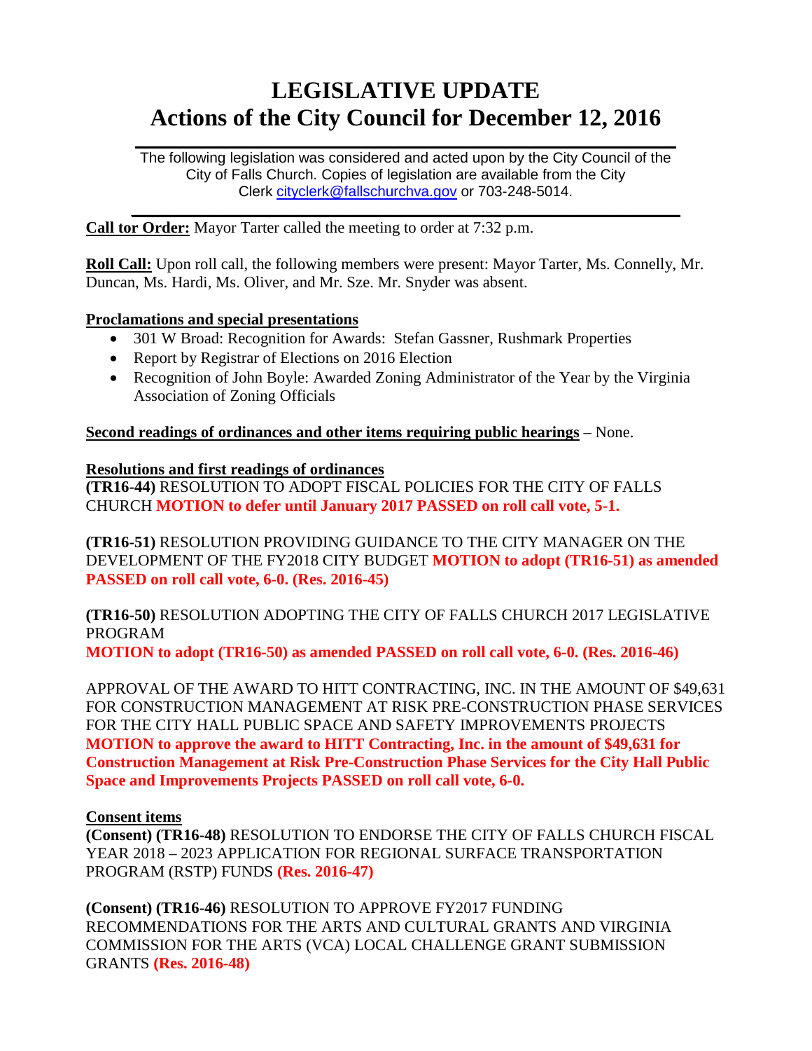# LEGISLATIVE UPDATE
# Actions of the City Council for December 12, 2016

The following legislation was considered and acted upon by the City Council of the City of Falls Church. Copies of legislation are available from the City Clerk cityclerk@fallschurchva.gov or 703-248-5014.

**Call tor Order:** Mayor Tarter called the meeting to order at 7:32 p.m.

**Roll Call:** Upon roll call, the following members were present: Mayor Tarter, Ms. Connelly, Mr. Duncan, Ms. Hardi, Ms. Oliver, and Mr. Sze. Mr. Snyder was absent.

**Proclamations and special presentations**

- 301 W Broad: Recognition for Awards: Stefan Gassner, Rushmark Properties
- Report by Registrar of Elections on 2016 Election
- Recognition of John Boyle: Awarded Zoning Administrator of the Year by the Virginia Association of Zoning Officials

**Second readings of ordinances and other items requiring public hearings** – None.

**Resolutions and first readings of ordinances**

**(TR16-44)** RESOLUTION TO ADOPT FISCAL POLICIES FOR THE CITY OF FALLS CHURCH **MOTION to defer until January 2017 PASSED on roll call vote, 5-1.**

**(TR16-51)** RESOLUTION PROVIDING GUIDANCE TO THE CITY MANAGER ON THE DEVELOPMENT OF THE FY2018 CITY BUDGET **MOTION to adopt (TR16-51) as amended PASSED on roll call vote, 6-0. (Res. 2016-45)**

**(TR16-50)** RESOLUTION ADOPTING THE CITY OF FALLS CHURCH 2017 LEGISLATIVE PROGRAM
**MOTION to adopt (TR16-50) as amended PASSED on roll call vote, 6-0. (Res. 2016-46)**

APPROVAL OF THE AWARD TO HITT CONTRACTING, INC. IN THE AMOUNT OF $49,631 FOR CONSTRUCTION MANAGEMENT AT RISK PRE-CONSTRUCTION PHASE SERVICES FOR THE CITY HALL PUBLIC SPACE AND SAFETY IMPROVEMENTS PROJECTS
**MOTION to approve the award to HITT Contracting, Inc. in the amount of $49,631 for Construction Management at Risk Pre-Construction Phase Services for the City Hall Public Space and Improvements Projects PASSED on roll call vote, 6-0.**

**Consent items**

**(Consent) (TR16-48)** RESOLUTION TO ENDORSE THE CITY OF FALLS CHURCH FISCAL YEAR 2018 – 2023 APPLICATION FOR REGIONAL SURFACE TRANSPORTATION PROGRAM (RSTP) FUNDS **(Res. 2016-47)**

**(Consent) (TR16-46)** RESOLUTION TO APPROVE FY2017 FUNDING RECOMMENDATIONS FOR THE ARTS AND CULTURAL GRANTS AND VIRGINIA COMMISSION FOR THE ARTS (VCA) LOCAL CHALLENGE GRANT SUBMISSION GRANTS **(Res. 2016-48)**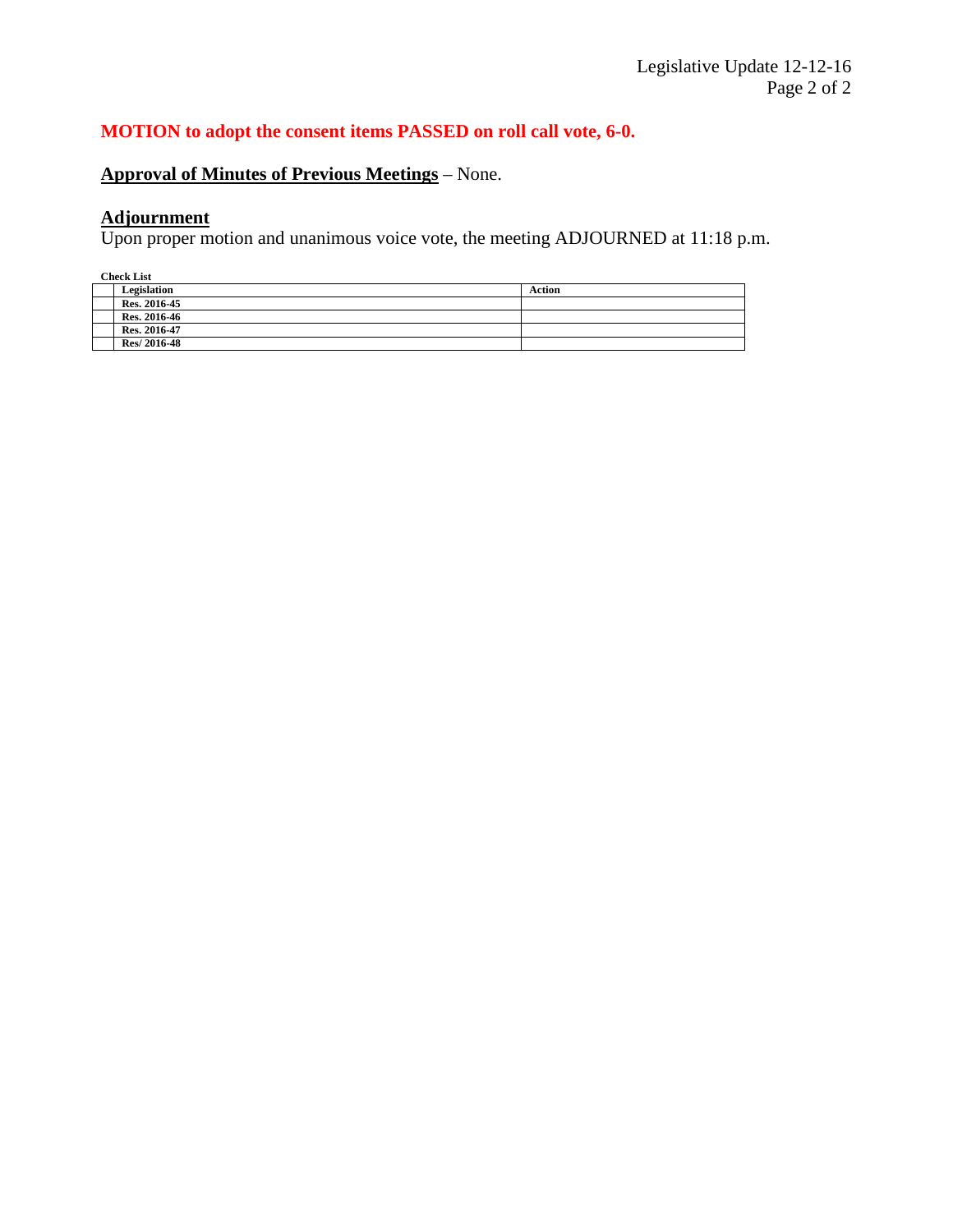**MOTION to adopt the consent items PASSED on roll call vote, 6-0.**

**Approval of Minutes of Previous Meetings** – None.

## Adjournment

Upon proper motion and unanimous voice vote, the meeting ADJOURNED at 11:18 p.m.

**Check List**

| | Legislation | Action |
|---|---|---|
| | Res. 2016-45 | |
| | Res. 2016-46 | |
| | Res. 2016-47 | |
| | Res/ 2016-48 | |